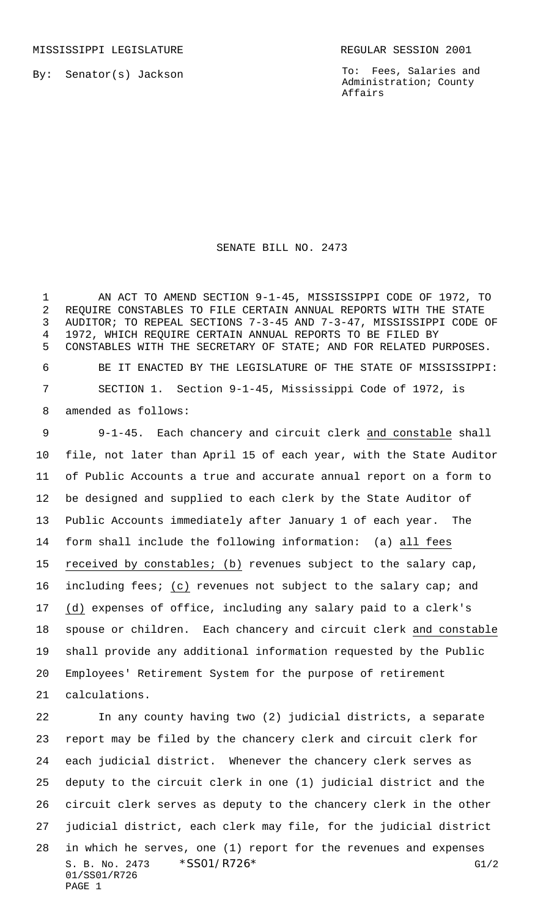MISSISSIPPI LEGISLATURE REGULAR SESSION 2001

By: Senator(s) Jackson

To: Fees, Salaries and Administration; County Affairs

# SENATE BILL NO. 2473

AN ACT TO AMEND SECTION 9-1-45, MISSISSIPPI CODE OF 1972, TO REQUIRE CONSTABLES TO FILE CERTAIN ANNUAL REPORTS WITH THE STATE AUDITOR; TO REPEAL SECTIONS 7-3-45 AND 7-3-47, MISSISSIPPI CODE OF 1972, WHICH REQUIRE CERTAIN ANNUAL REPORTS TO BE FILED BY CONSTABLES WITH THE SECRETARY OF STATE; AND FOR RELATED PURPOSES.

BE IT ENACTED BY THE LEGISLATURE OF THE STATE OF MISSISSIPPI:

SECTION 1. Section 9-1-45, Mississippi Code of 1972, is amended as follows:

9-1-45. Each chancery and circuit clerk and constable shall file, not later than April 15 of each year, with the State Auditor of Public Accounts a true and accurate annual report on a form to be designed and supplied to each clerk by the State Auditor of Public Accounts immediately after January 1 of each year. The form shall include the following information: (a) all fees received by constables; (b) revenues subject to the salary cap, including fees; (c) revenues not subject to the salary cap; and (d) expenses of office, including any salary paid to a clerk's spouse or children. Each chancery and circuit clerk and constable shall provide any additional information requested by the Public Employees' Retirement System for the purpose of retirement calculations.

In any county having two (2) judicial districts, a separate report may be filed by the chancery clerk and circuit clerk for each judicial district. Whenever the chancery clerk serves as deputy to the circuit clerk in one (1) judicial district and the circuit clerk serves as deputy to the chancery clerk in the other judicial district, each clerk may file, for the judicial district in which he serves, one (1) report for the revenues and expenses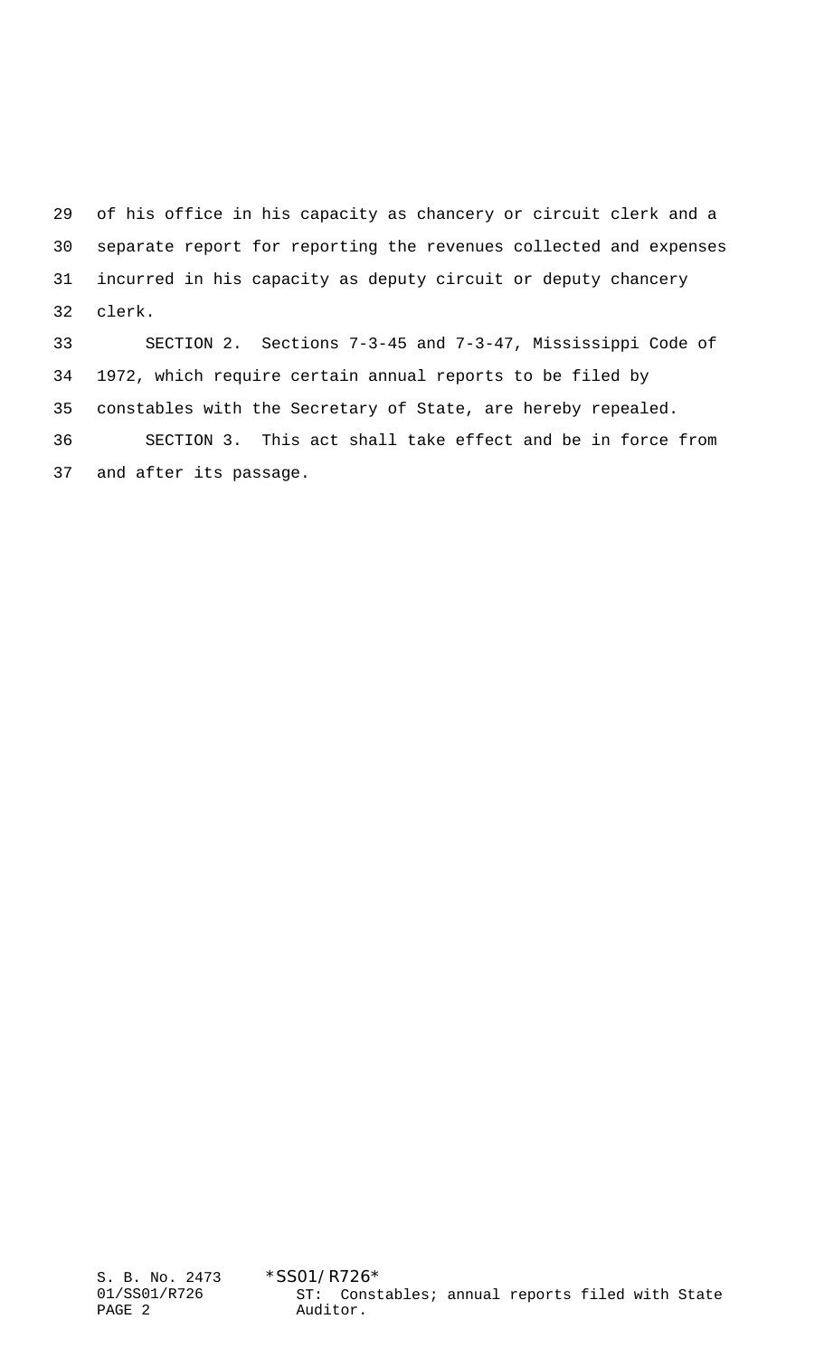of his office in his capacity as chancery or circuit clerk and a separate report for reporting the revenues collected and expenses incurred in his capacity as deputy circuit or deputy chancery clerk.

SECTION 2. Sections 7-3-45 and 7-3-47, Mississippi Code of 1972, which require certain annual reports to be filed by constables with the Secretary of State, are hereby repealed.

SECTION 3. This act shall take effect and be in force from and after its passage.